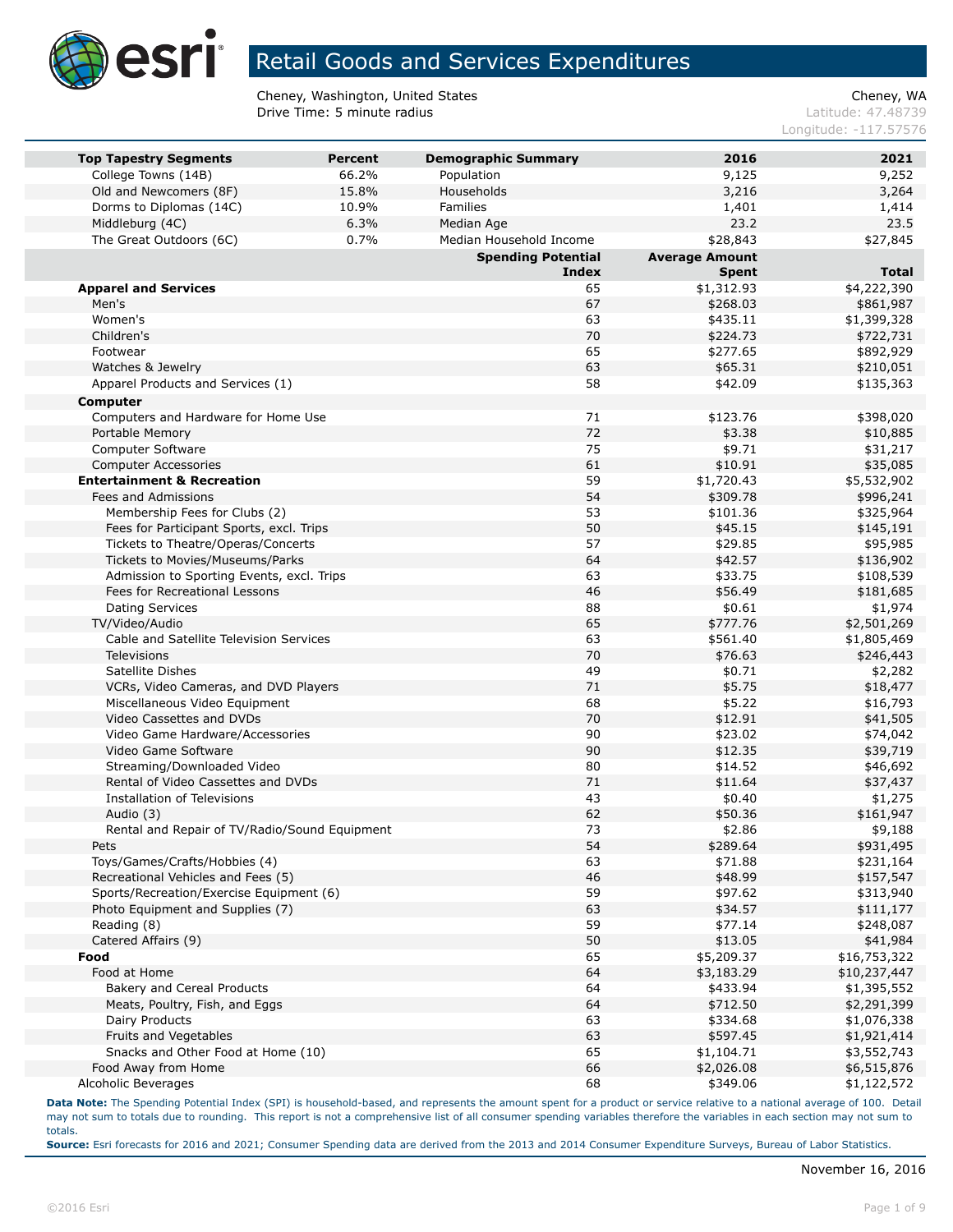# Retail Goods and Services Expenditures

Cheney, Washington, United States
Drive Time: 5 minute radius

Cheney, WA
Latitude: 47.48739
Longitude: -117.57576

| Top Tapestry Segments | Percent | Demographic Summary | 2016 | 2021 |
|---|---|---|---|---|
| College Towns (14B) | 66.2% | Population | 9,125 | 9,252 |
| Old and Newcomers (8F) | 15.8% | Households | 3,216 | 3,264 |
| Dorms to Diplomas (14C) | 10.9% | Families | 1,401 | 1,414 |
| Middleburg (4C) | 6.3% | Median Age | 23.2 | 23.5 |
| The Great Outdoors (6C) | 0.7% | Median Household Income | $28,843 | $27,845 |

| | Spending Potential Index | Average Amount Spent | Total |
|---|---|---|---|
| **Apparel and Services** | 65 | $1,312.93 | $4,222,390 |
| Men's | 67 | $268.03 | $861,987 |
| Women's | 63 | $435.11 | $1,399,328 |
| Children's | 70 | $224.73 | $722,731 |
| Footwear | 65 | $277.65 | $892,929 |
| Watches & Jewelry | 63 | $65.31 | $210,051 |
| Apparel Products and Services (1) | 58 | $42.09 | $135,363 |
| **Computer** | | | |
| Computers and Hardware for Home Use | 71 | $123.76 | $398,020 |
| Portable Memory | 72 | $3.38 | $10,885 |
| Computer Software | 75 | $9.71 | $31,217 |
| Computer Accessories | 61 | $10.91 | $35,085 |
| **Entertainment & Recreation** | 59 | $1,720.43 | $5,532,902 |
| Fees and Admissions | 54 | $309.78 | $996,241 |
| Membership Fees for Clubs (2) | 53 | $101.36 | $325,964 |
| Fees for Participant Sports, excl. Trips | 50 | $45.15 | $145,191 |
| Tickets to Theatre/Operas/Concerts | 57 | $29.85 | $95,985 |
| Tickets to Movies/Museums/Parks | 64 | $42.57 | $136,902 |
| Admission to Sporting Events, excl. Trips | 63 | $33.75 | $108,539 |
| Fees for Recreational Lessons | 46 | $56.49 | $181,685 |
| Dating Services | 88 | $0.61 | $1,974 |
| TV/Video/Audio | 65 | $777.76 | $2,501,269 |
| Cable and Satellite Television Services | 63 | $561.40 | $1,805,469 |
| Televisions | 70 | $76.63 | $246,443 |
| Satellite Dishes | 49 | $0.71 | $2,282 |
| VCRs, Video Cameras, and DVD Players | 71 | $5.75 | $18,477 |
| Miscellaneous Video Equipment | 68 | $5.22 | $16,793 |
| Video Cassettes and DVDs | 70 | $12.91 | $41,505 |
| Video Game Hardware/Accessories | 90 | $23.02 | $74,042 |
| Video Game Software | 90 | $12.35 | $39,719 |
| Streaming/Downloaded Video | 80 | $14.52 | $46,692 |
| Rental of Video Cassettes and DVDs | 71 | $11.64 | $37,437 |
| Installation of Televisions | 43 | $0.40 | $1,275 |
| Audio (3) | 62 | $50.36 | $161,947 |
| Rental and Repair of TV/Radio/Sound Equipment | 73 | $2.86 | $9,188 |
| Pets | 54 | $289.64 | $931,495 |
| Toys/Games/Crafts/Hobbies (4) | 63 | $71.88 | $231,164 |
| Recreational Vehicles and Fees (5) | 46 | $48.99 | $157,547 |
| Sports/Recreation/Exercise Equipment (6) | 59 | $97.62 | $313,940 |
| Photo Equipment and Supplies (7) | 63 | $34.57 | $111,177 |
| Reading (8) | 59 | $77.14 | $248,087 |
| Catered Affairs (9) | 50 | $13.05 | $41,984 |
| **Food** | 65 | $5,209.37 | $16,753,322 |
| Food at Home | 64 | $3,183.29 | $10,237,447 |
| Bakery and Cereal Products | 64 | $433.94 | $1,395,552 |
| Meats, Poultry, Fish, and Eggs | 64 | $712.50 | $2,291,399 |
| Dairy Products | 63 | $334.68 | $1,076,338 |
| Fruits and Vegetables | 63 | $597.45 | $1,921,414 |
| Snacks and Other Food at Home (10) | 65 | $1,104.71 | $3,552,743 |
| Food Away from Home | 66 | $2,026.08 | $6,515,876 |
| Alcoholic Beverages | 68 | $349.06 | $1,122,572 |

**Data Note:** The Spending Potential Index (SPI) is household-based, and represents the amount spent for a product or service relative to a national average of 100. Detail may not sum to totals due to rounding. This report is not a comprehensive list of all consumer spending variables therefore the variables in each section may not sum to totals.

**Source:** Esri forecasts for 2016 and 2021; Consumer Spending data are derived from the 2013 and 2014 Consumer Expenditure Surveys, Bureau of Labor Statistics.

November 16, 2016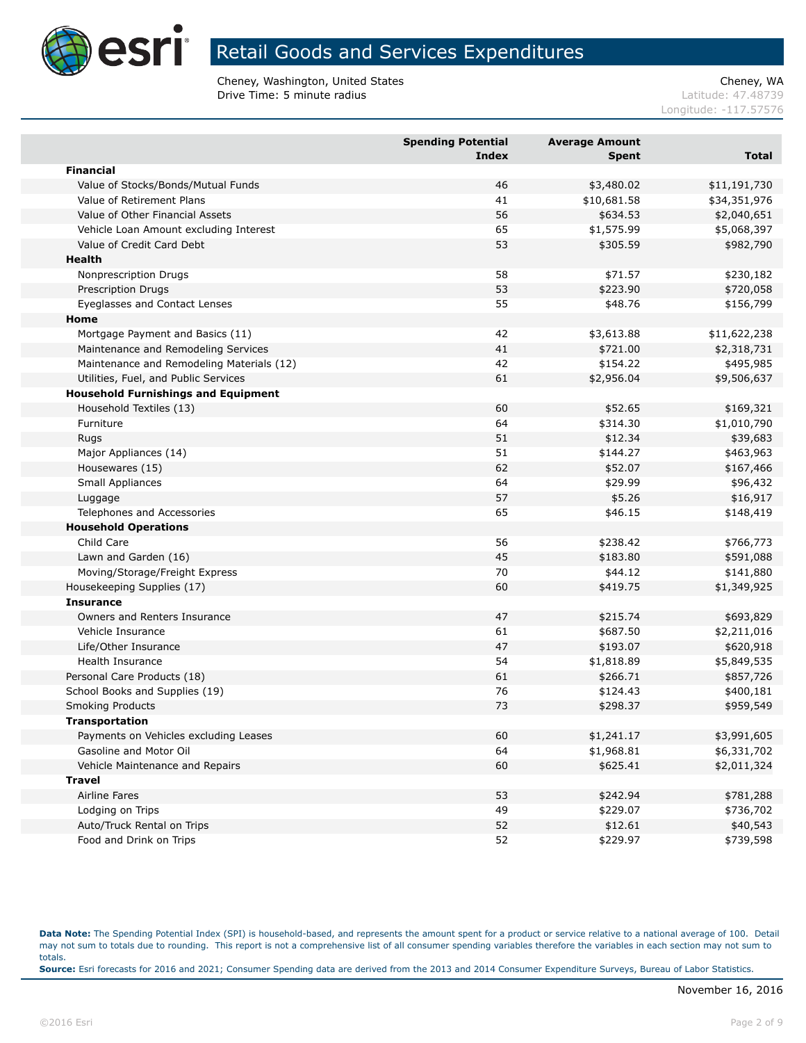# Retail Goods and Services Expenditures

Cheney, Washington, United States
Drive Time: 5 minute radius

Cheney, WA
Latitude: 47.48739
Longitude: -117.57576

| | Spending Potential Index | Average Amount Spent | Total |
|---|---|---|---|
| **Financial** | | | |
| Value of Stocks/Bonds/Mutual Funds | 46 | $3,480.02 | $11,191,730 |
| Value of Retirement Plans | 41 | $10,681.58 | $34,351,976 |
| Value of Other Financial Assets | 56 | $634.53 | $2,040,651 |
| Vehicle Loan Amount excluding Interest | 65 | $1,575.99 | $5,068,397 |
| Value of Credit Card Debt | 53 | $305.59 | $982,790 |
| **Health** | | | |
| Nonprescription Drugs | 58 | $71.57 | $230,182 |
| Prescription Drugs | 53 | $223.90 | $720,058 |
| Eyeglasses and Contact Lenses | 55 | $48.76 | $156,799 |
| **Home** | | | |
| Mortgage Payment and Basics (11) | 42 | $3,613.88 | $11,622,238 |
| Maintenance and Remodeling Services | 41 | $721.00 | $2,318,731 |
| Maintenance and Remodeling Materials (12) | 42 | $154.22 | $495,985 |
| Utilities, Fuel, and Public Services | 61 | $2,956.04 | $9,506,637 |
| **Household Furnishings and Equipment** | | | |
| Household Textiles (13) | 60 | $52.65 | $169,321 |
| Furniture | 64 | $314.30 | $1,010,790 |
| Rugs | 51 | $12.34 | $39,683 |
| Major Appliances (14) | 51 | $144.27 | $463,963 |
| Housewares (15) | 62 | $52.07 | $167,466 |
| Small Appliances | 64 | $29.99 | $96,432 |
| Luggage | 57 | $5.26 | $16,917 |
| Telephones and Accessories | 65 | $46.15 | $148,419 |
| **Household Operations** | | | |
| Child Care | 56 | $238.42 | $766,773 |
| Lawn and Garden (16) | 45 | $183.80 | $591,088 |
| Moving/Storage/Freight Express | 70 | $44.12 | $141,880 |
| Housekeeping Supplies (17) | 60 | $419.75 | $1,349,925 |
| **Insurance** | | | |
| Owners and Renters Insurance | 47 | $215.74 | $693,829 |
| Vehicle Insurance | 61 | $687.50 | $2,211,016 |
| Life/Other Insurance | 47 | $193.07 | $620,918 |
| Health Insurance | 54 | $1,818.89 | $5,849,535 |
| Personal Care Products (18) | 61 | $266.71 | $857,726 |
| School Books and Supplies (19) | 76 | $124.43 | $400,181 |
| Smoking Products | 73 | $298.37 | $959,549 |
| **Transportation** | | | |
| Payments on Vehicles excluding Leases | 60 | $1,241.17 | $3,991,605 |
| Gasoline and Motor Oil | 64 | $1,968.81 | $6,331,702 |
| Vehicle Maintenance and Repairs | 60 | $625.41 | $2,011,324 |
| **Travel** | | | |
| Airline Fares | 53 | $242.94 | $781,288 |
| Lodging on Trips | 49 | $229.07 | $736,702 |
| Auto/Truck Rental on Trips | 52 | $12.61 | $40,543 |
| Food and Drink on Trips | 52 | $229.97 | $739,598 |

**Data Note:** The Spending Potential Index (SPI) is household-based, and represents the amount spent for a product or service relative to a national average of 100. Detail may not sum to totals due to rounding. This report is not a comprehensive list of all consumer spending variables therefore the variables in each section may not sum to totals.
**Source:** Esri forecasts for 2016 and 2021; Consumer Spending data are derived from the 2013 and 2014 Consumer Expenditure Surveys, Bureau of Labor Statistics.

November 16, 2016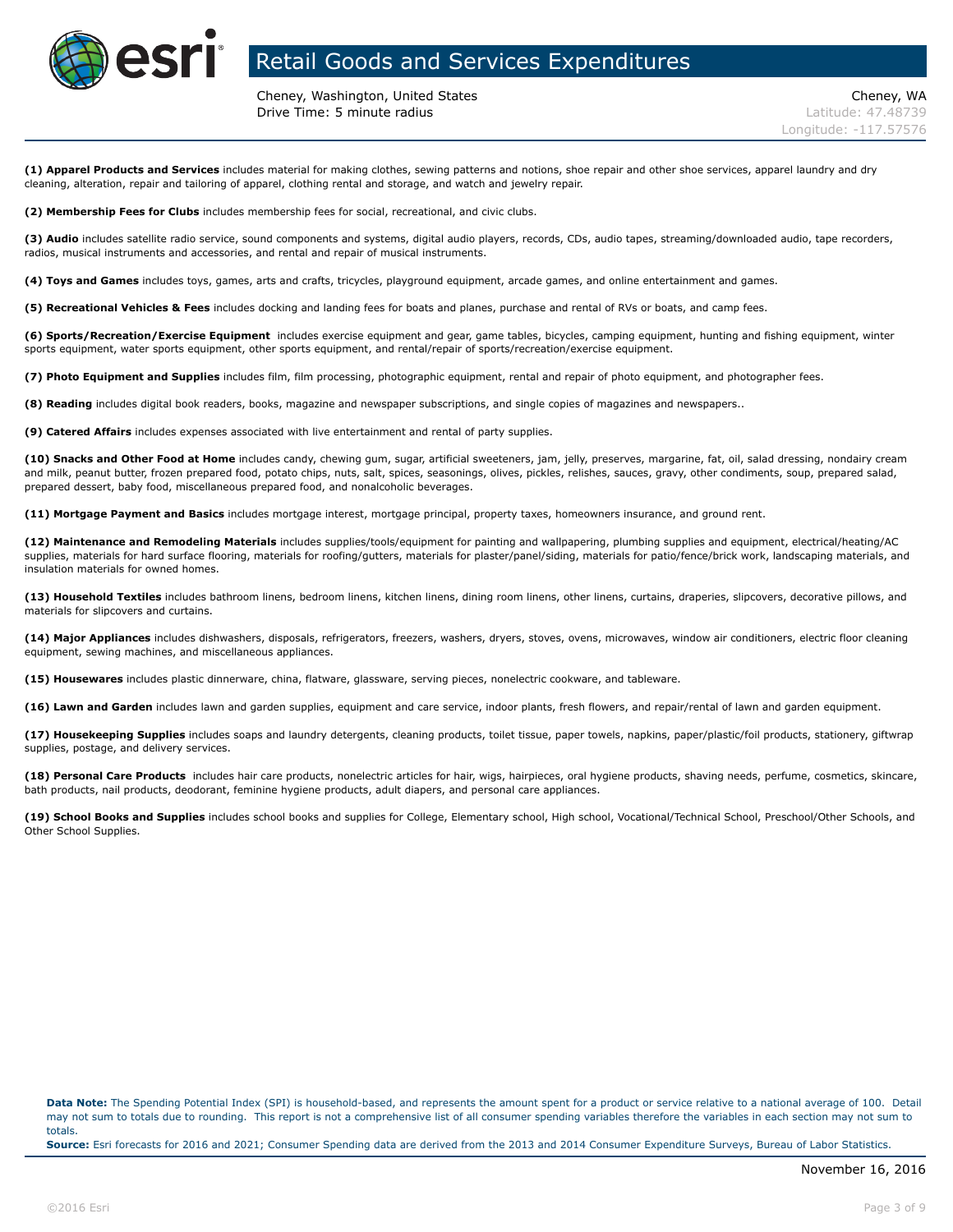# Retail Goods and Services Expenditures

Cheney, Washington, United States
Drive Time: 5 minute radius

Cheney, WA
Latitude: 47.48739
Longitude: -117.57576

**(1) Apparel Products and Services** includes material for making clothes, sewing patterns and notions, shoe repair and other shoe services, apparel laundry and dry cleaning, alteration, repair and tailoring of apparel, clothing rental and storage, and watch and jewelry repair.

**(2) Membership Fees for Clubs** includes membership fees for social, recreational, and civic clubs.

**(3) Audio** includes satellite radio service, sound components and systems, digital audio players, records, CDs, audio tapes, streaming/downloaded audio, tape recorders, radios, musical instruments and accessories, and rental and repair of musical instruments.

**(4) Toys and Games** includes toys, games, arts and crafts, tricycles, playground equipment, arcade games, and online entertainment and games.

**(5) Recreational Vehicles & Fees** includes docking and landing fees for boats and planes, purchase and rental of RVs or boats, and camp fees.

**(6) Sports/Recreation/Exercise Equipment** includes exercise equipment and gear, game tables, bicycles, camping equipment, hunting and fishing equipment, winter sports equipment, water sports equipment, other sports equipment, and rental/repair of sports/recreation/exercise equipment.

**(7) Photo Equipment and Supplies** includes film, film processing, photographic equipment, rental and repair of photo equipment, and photographer fees.

**(8) Reading** includes digital book readers, books, magazine and newspaper subscriptions, and single copies of magazines and newspapers..

**(9) Catered Affairs** includes expenses associated with live entertainment and rental of party supplies.

**(10) Snacks and Other Food at Home** includes candy, chewing gum, sugar, artificial sweeteners, jam, jelly, preserves, margarine, fat, oil, salad dressing, nondairy cream and milk, peanut butter, frozen prepared food, potato chips, nuts, salt, spices, seasonings, olives, pickles, relishes, sauces, gravy, other condiments, soup, prepared salad, prepared dessert, baby food, miscellaneous prepared food, and nonalcoholic beverages.

**(11) Mortgage Payment and Basics** includes mortgage interest, mortgage principal, property taxes, homeowners insurance, and ground rent.

**(12) Maintenance and Remodeling Materials** includes supplies/tools/equipment for painting and wallpapering, plumbing supplies and equipment, electrical/heating/AC supplies, materials for hard surface flooring, materials for roofing/gutters, materials for plaster/panel/siding, materials for patio/fence/brick work, landscaping materials, and insulation materials for owned homes.

**(13) Household Textiles** includes bathroom linens, bedroom linens, kitchen linens, dining room linens, other linens, curtains, draperies, slipcovers, decorative pillows, and materials for slipcovers and curtains.

**(14) Major Appliances** includes dishwashers, disposals, refrigerators, freezers, washers, dryers, stoves, ovens, microwaves, window air conditioners, electric floor cleaning equipment, sewing machines, and miscellaneous appliances.

**(15) Housewares** includes plastic dinnerware, china, flatware, glassware, serving pieces, nonelectric cookware, and tableware.

**(16) Lawn and Garden** includes lawn and garden supplies, equipment and care service, indoor plants, fresh flowers, and repair/rental of lawn and garden equipment.

**(17) Housekeeping Supplies** includes soaps and laundry detergents, cleaning products, toilet tissue, paper towels, napkins, paper/plastic/foil products, stationery, giftwrap supplies, postage, and delivery services.

**(18) Personal Care Products** includes hair care products, nonelectric articles for hair, wigs, hairpieces, oral hygiene products, shaving needs, perfume, cosmetics, skincare, bath products, nail products, deodorant, feminine hygiene products, adult diapers, and personal care appliances.

**(19) School Books and Supplies** includes school books and supplies for College, Elementary school, High school, Vocational/Technical School, Preschool/Other Schools, and Other School Supplies.

**Data Note:** The Spending Potential Index (SPI) is household-based, and represents the amount spent for a product or service relative to a national average of 100. Detail may not sum to totals due to rounding. This report is not a comprehensive list of all consumer spending variables therefore the variables in each section may not sum to totals.
**Source:** Esri forecasts for 2016 and 2021; Consumer Spending data are derived from the 2013 and 2014 Consumer Expenditure Surveys, Bureau of Labor Statistics.

November 16, 2016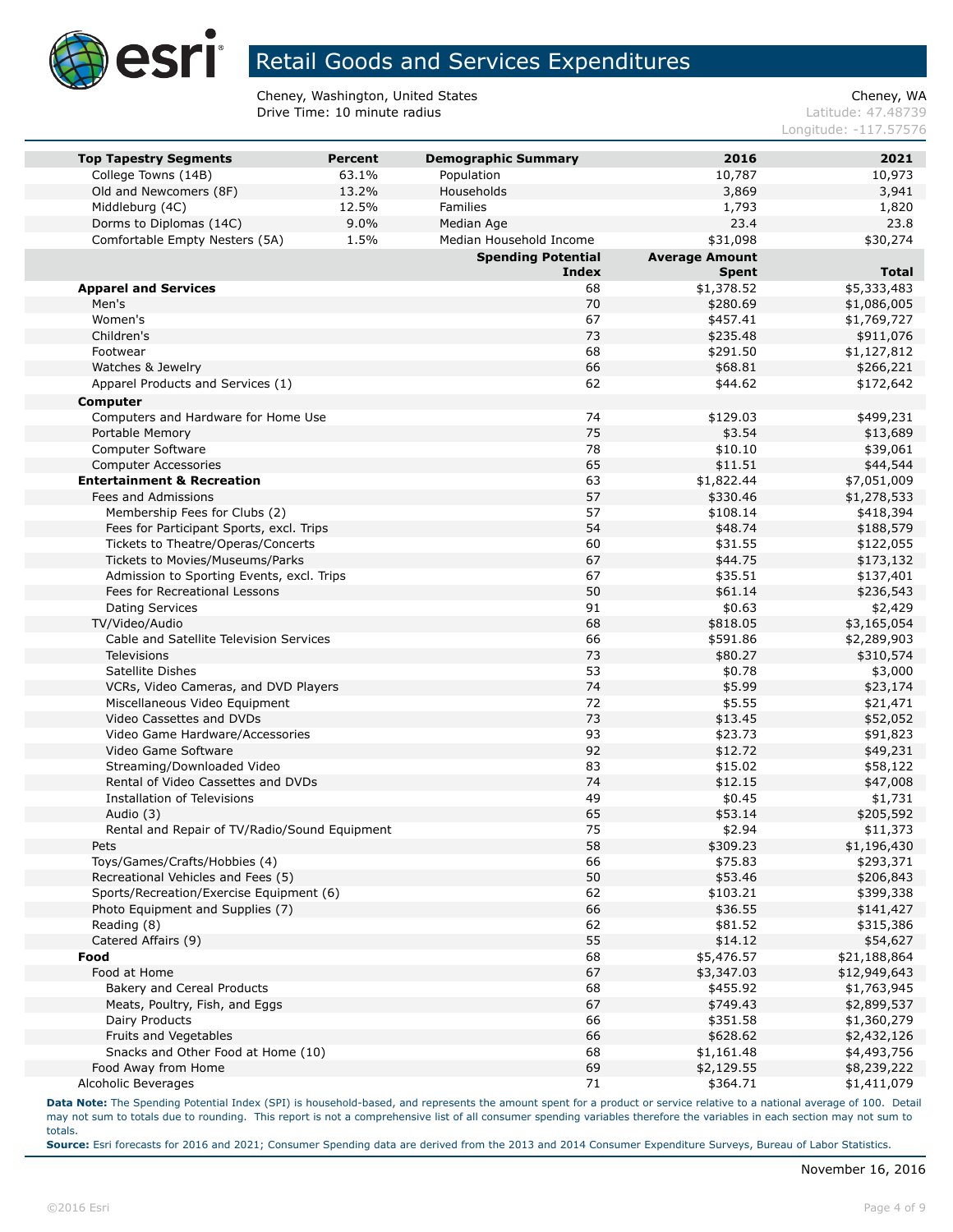# Retail Goods and Services Expenditures

Cheney, Washington, United States
Drive Time: 10 minute radius

Cheney, WA
Latitude: 47.48739
Longitude: -117.57576

| Top Tapestry Segments | Percent | Demographic Summary | 2016 | 2021 |
|---|---|---|---|---|
| College Towns (14B) | 63.1% | Population | 10,787 | 10,973 |
| Old and Newcomers (8F) | 13.2% | Households | 3,869 | 3,941 |
| Middleburg (4C) | 12.5% | Families | 1,793 | 1,820 |
| Dorms to Diplomas (14C) | 9.0% | Median Age | 23.4 | 23.8 |
| Comfortable Empty Nesters (5A) | 1.5% | Median Household Income | $31,098 | $30,274 |

| | Spending Potential Index | Average Amount Spent | Total |
|---|---|---|---|
| **Apparel and Services** | 68 | $1,378.52 | $5,333,483 |
| Men's | 70 | $280.69 | $1,086,005 |
| Women's | 67 | $457.41 | $1,769,727 |
| Children's | 73 | $235.48 | $911,076 |
| Footwear | 68 | $291.50 | $1,127,812 |
| Watches & Jewelry | 66 | $68.81 | $266,221 |
| Apparel Products and Services (1) | 62 | $44.62 | $172,642 |
| **Computer** | | | |
| Computers and Hardware for Home Use | 74 | $129.03 | $499,231 |
| Portable Memory | 75 | $3.54 | $13,689 |
| Computer Software | 78 | $10.10 | $39,061 |
| Computer Accessories | 65 | $11.51 | $44,544 |
| **Entertainment & Recreation** | 63 | $1,822.44 | $7,051,009 |
| Fees and Admissions | 57 | $330.46 | $1,278,533 |
| Membership Fees for Clubs (2) | 57 | $108.14 | $418,394 |
| Fees for Participant Sports, excl. Trips | 54 | $48.74 | $188,579 |
| Tickets to Theatre/Operas/Concerts | 60 | $31.55 | $122,055 |
| Tickets to Movies/Museums/Parks | 67 | $44.75 | $173,132 |
| Admission to Sporting Events, excl. Trips | 67 | $35.51 | $137,401 |
| Fees for Recreational Lessons | 50 | $61.14 | $236,543 |
| Dating Services | 91 | $0.63 | $2,429 |
| TV/Video/Audio | 68 | $818.05 | $3,165,054 |
| Cable and Satellite Television Services | 66 | $591.86 | $2,289,903 |
| Televisions | 73 | $80.27 | $310,574 |
| Satellite Dishes | 53 | $0.78 | $3,000 |
| VCRs, Video Cameras, and DVD Players | 74 | $5.99 | $23,174 |
| Miscellaneous Video Equipment | 72 | $5.55 | $21,471 |
| Video Cassettes and DVDs | 73 | $13.45 | $52,052 |
| Video Game Hardware/Accessories | 93 | $23.73 | $91,823 |
| Video Game Software | 92 | $12.72 | $49,231 |
| Streaming/Downloaded Video | 83 | $15.02 | $58,122 |
| Rental of Video Cassettes and DVDs | 74 | $12.15 | $47,008 |
| Installation of Televisions | 49 | $0.45 | $1,731 |
| Audio (3) | 65 | $53.14 | $205,592 |
| Rental and Repair of TV/Radio/Sound Equipment | 75 | $2.94 | $11,373 |
| Pets | 58 | $309.23 | $1,196,430 |
| Toys/Games/Crafts/Hobbies (4) | 66 | $75.83 | $293,371 |
| Recreational Vehicles and Fees (5) | 50 | $53.46 | $206,843 |
| Sports/Recreation/Exercise Equipment (6) | 62 | $103.21 | $399,338 |
| Photo Equipment and Supplies (7) | 66 | $36.55 | $141,427 |
| Reading (8) | 62 | $81.52 | $315,386 |
| Catered Affairs (9) | 55 | $14.12 | $54,627 |
| **Food** | 68 | $5,476.57 | $21,188,864 |
| Food at Home | 67 | $3,347.03 | $12,949,643 |
| Bakery and Cereal Products | 68 | $455.92 | $1,763,945 |
| Meats, Poultry, Fish, and Eggs | 67 | $749.43 | $2,899,537 |
| Dairy Products | 66 | $351.58 | $1,360,279 |
| Fruits and Vegetables | 66 | $628.62 | $2,432,126 |
| Snacks and Other Food at Home (10) | 68 | $1,161.48 | $4,493,756 |
| Food Away from Home | 69 | $2,129.55 | $8,239,222 |
| Alcoholic Beverages | 71 | $364.71 | $1,411,079 |

**Data Note:** The Spending Potential Index (SPI) is household-based, and represents the amount spent for a product or service relative to a national average of 100. Detail may not sum to totals due to rounding. This report is not a comprehensive list of all consumer spending variables therefore the variables in each section may not sum to totals.

**Source:** Esri forecasts for 2016 and 2021; Consumer Spending data are derived from the 2013 and 2014 Consumer Expenditure Surveys, Bureau of Labor Statistics.

November 16, 2016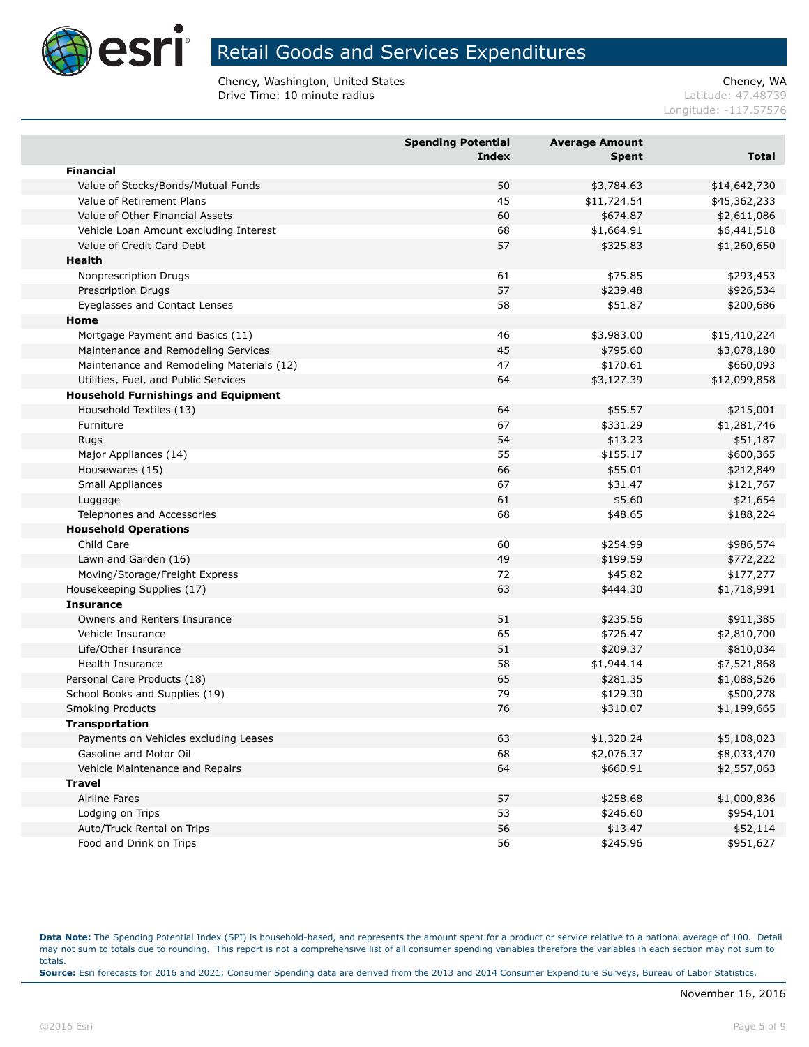# Retail Goods and Services Expenditures

Cheney, Washington, United States
Drive Time: 10 minute radius

Cheney, WA
Latitude: 47.48739
Longitude: -117.57576

| | Spending Potential Index | Average Amount Spent | Total |
|---|---|---|---|
| **Financial** | | | |
| Value of Stocks/Bonds/Mutual Funds | 50 | $3,784.63 | $14,642,730 |
| Value of Retirement Plans | 45 | $11,724.54 | $45,362,233 |
| Value of Other Financial Assets | 60 | $674.87 | $2,611,086 |
| Vehicle Loan Amount excluding Interest | 68 | $1,664.91 | $6,441,518 |
| Value of Credit Card Debt | 57 | $325.83 | $1,260,650 |
| **Health** | | | |
| Nonprescription Drugs | 61 | $75.85 | $293,453 |
| Prescription Drugs | 57 | $239.48 | $926,534 |
| Eyeglasses and Contact Lenses | 58 | $51.87 | $200,686 |
| **Home** | | | |
| Mortgage Payment and Basics (11) | 46 | $3,983.00 | $15,410,224 |
| Maintenance and Remodeling Services | 45 | $795.60 | $3,078,180 |
| Maintenance and Remodeling Materials (12) | 47 | $170.61 | $660,093 |
| Utilities, Fuel, and Public Services | 64 | $3,127.39 | $12,099,858 |
| **Household Furnishings and Equipment** | | | |
| Household Textiles (13) | 64 | $55.57 | $215,001 |
| Furniture | 67 | $331.29 | $1,281,746 |
| Rugs | 54 | $13.23 | $51,187 |
| Major Appliances (14) | 55 | $155.17 | $600,365 |
| Housewares (15) | 66 | $55.01 | $212,849 |
| Small Appliances | 67 | $31.47 | $121,767 |
| Luggage | 61 | $5.60 | $21,654 |
| Telephones and Accessories | 68 | $48.65 | $188,224 |
| **Household Operations** | | | |
| Child Care | 60 | $254.99 | $986,574 |
| Lawn and Garden (16) | 49 | $199.59 | $772,222 |
| Moving/Storage/Freight Express | 72 | $45.82 | $177,277 |
| Housekeeping Supplies (17) | 63 | $444.30 | $1,718,991 |
| **Insurance** | | | |
| Owners and Renters Insurance | 51 | $235.56 | $911,385 |
| Vehicle Insurance | 65 | $726.47 | $2,810,700 |
| Life/Other Insurance | 51 | $209.37 | $810,034 |
| Health Insurance | 58 | $1,944.14 | $7,521,868 |
| Personal Care Products (18) | 65 | $281.35 | $1,088,526 |
| School Books and Supplies (19) | 79 | $129.30 | $500,278 |
| Smoking Products | 76 | $310.07 | $1,199,665 |
| **Transportation** | | | |
| Payments on Vehicles excluding Leases | 63 | $1,320.24 | $5,108,023 |
| Gasoline and Motor Oil | 68 | $2,076.37 | $8,033,470 |
| Vehicle Maintenance and Repairs | 64 | $660.91 | $2,557,063 |
| **Travel** | | | |
| Airline Fares | 57 | $258.68 | $1,000,836 |
| Lodging on Trips | 53 | $246.60 | $954,101 |
| Auto/Truck Rental on Trips | 56 | $13.47 | $52,114 |
| Food and Drink on Trips | 56 | $245.96 | $951,627 |

**Data Note:** The Spending Potential Index (SPI) is household-based, and represents the amount spent for a product or service relative to a national average of 100. Detail may not sum to totals due to rounding. This report is not a comprehensive list of all consumer spending variables therefore the variables in each section may not sum to totals.
**Source:** Esri forecasts for 2016 and 2021; Consumer Spending data are derived from the 2013 and 2014 Consumer Expenditure Surveys, Bureau of Labor Statistics.

November 16, 2016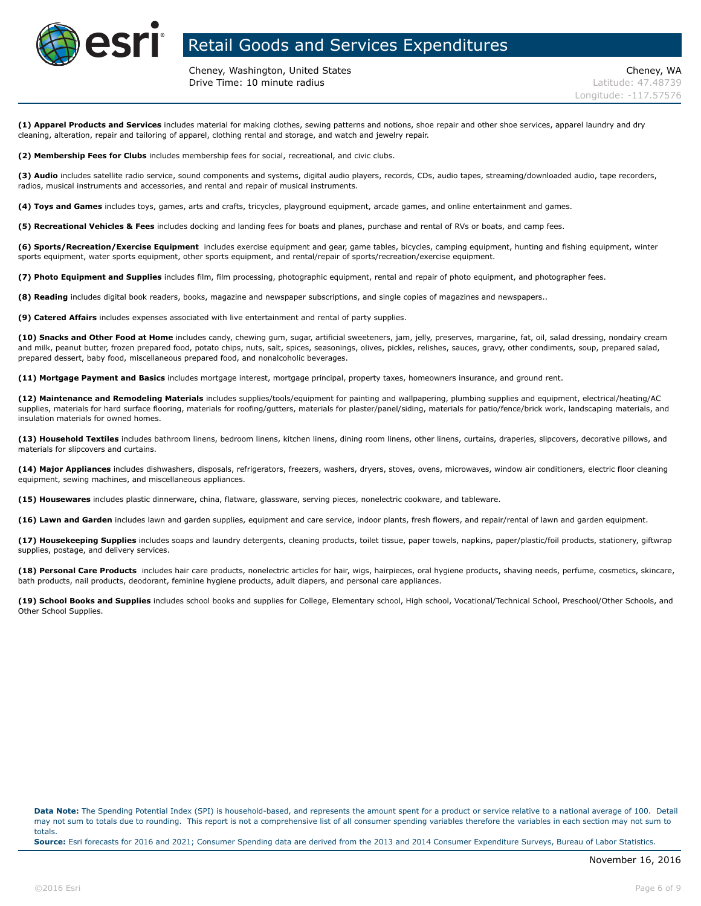# Retail Goods and Services Expenditures

Cheney, Washington, United States
Drive Time: 10 minute radius

Cheney, WA
Latitude: 47.48739
Longitude: -117.57576

**(1) Apparel Products and Services** includes material for making clothes, sewing patterns and notions, shoe repair and other shoe services, apparel laundry and dry cleaning, alteration, repair and tailoring of apparel, clothing rental and storage, and watch and jewelry repair.

**(2) Membership Fees for Clubs** includes membership fees for social, recreational, and civic clubs.

**(3) Audio** includes satellite radio service, sound components and systems, digital audio players, records, CDs, audio tapes, streaming/downloaded audio, tape recorders, radios, musical instruments and accessories, and rental and repair of musical instruments.

**(4) Toys and Games** includes toys, games, arts and crafts, tricycles, playground equipment, arcade games, and online entertainment and games.

**(5) Recreational Vehicles & Fees** includes docking and landing fees for boats and planes, purchase and rental of RVs or boats, and camp fees.

**(6) Sports/Recreation/Exercise Equipment** includes exercise equipment and gear, game tables, bicycles, camping equipment, hunting and fishing equipment, winter sports equipment, water sports equipment, other sports equipment, and rental/repair of sports/recreation/exercise equipment.

**(7) Photo Equipment and Supplies** includes film, film processing, photographic equipment, rental and repair of photo equipment, and photographer fees.

**(8) Reading** includes digital book readers, books, magazine and newspaper subscriptions, and single copies of magazines and newspapers..

**(9) Catered Affairs** includes expenses associated with live entertainment and rental of party supplies.

**(10) Snacks and Other Food at Home** includes candy, chewing gum, sugar, artificial sweeteners, jam, jelly, preserves, margarine, fat, oil, salad dressing, nondairy cream and milk, peanut butter, frozen prepared food, potato chips, nuts, salt, spices, seasonings, olives, pickles, relishes, sauces, gravy, other condiments, soup, prepared salad, prepared dessert, baby food, miscellaneous prepared food, and nonalcoholic beverages.

**(11) Mortgage Payment and Basics** includes mortgage interest, mortgage principal, property taxes, homeowners insurance, and ground rent.

**(12) Maintenance and Remodeling Materials** includes supplies/tools/equipment for painting and wallpapering, plumbing supplies and equipment, electrical/heating/AC supplies, materials for hard surface flooring, materials for roofing/gutters, materials for plaster/panel/siding, materials for patio/fence/brick work, landscaping materials, and insulation materials for owned homes.

**(13) Household Textiles** includes bathroom linens, bedroom linens, kitchen linens, dining room linens, other linens, curtains, draperies, slipcovers, decorative pillows, and materials for slipcovers and curtains.

**(14) Major Appliances** includes dishwashers, disposals, refrigerators, freezers, washers, dryers, stoves, ovens, microwaves, window air conditioners, electric floor cleaning equipment, sewing machines, and miscellaneous appliances.

**(15) Housewares** includes plastic dinnerware, china, flatware, glassware, serving pieces, nonelectric cookware, and tableware.

**(16) Lawn and Garden** includes lawn and garden supplies, equipment and care service, indoor plants, fresh flowers, and repair/rental of lawn and garden equipment.

**(17) Housekeeping Supplies** includes soaps and laundry detergents, cleaning products, toilet tissue, paper towels, napkins, paper/plastic/foil products, stationery, giftwrap supplies, postage, and delivery services.

**(18) Personal Care Products** includes hair care products, nonelectric articles for hair, wigs, hairpieces, oral hygiene products, shaving needs, perfume, cosmetics, skincare, bath products, nail products, deodorant, feminine hygiene products, adult diapers, and personal care appliances.

**(19) School Books and Supplies** includes school books and supplies for College, Elementary school, High school, Vocational/Technical School, Preschool/Other Schools, and Other School Supplies.

**Data Note:** The Spending Potential Index (SPI) is household-based, and represents the amount spent for a product or service relative to a national average of 100. Detail may not sum to totals due to rounding. This report is not a comprehensive list of all consumer spending variables therefore the variables in each section may not sum to totals.
**Source:** Esri forecasts for 2016 and 2021; Consumer Spending data are derived from the 2013 and 2014 Consumer Expenditure Surveys, Bureau of Labor Statistics.

November 16, 2016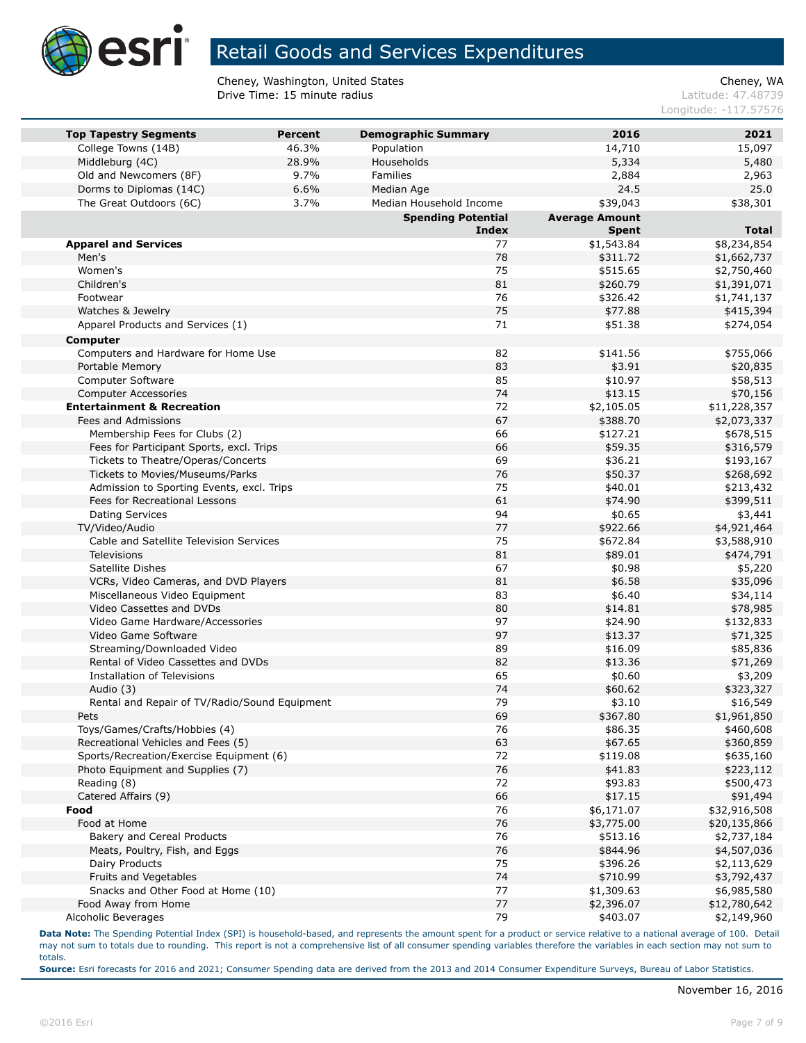# Retail Goods and Services Expenditures

Cheney, Washington, United States
Drive Time: 15 minute radius

Cheney, WA
Latitude: 47.48739
Longitude: -117.57576

| Top Tapestry Segments | Percent | Demographic Summary | 2016 | 2021 |
|---|---|---|---|---|
| College Towns (14B) | 46.3% | Population | 14,710 | 15,097 |
| Middleburg (4C) | 28.9% | Households | 5,334 | 5,480 |
| Old and Newcomers (8F) | 9.7% | Families | 2,884 | 2,963 |
| Dorms to Diplomas (14C) | 6.6% | Median Age | 24.5 | 25.0 |
| The Great Outdoors (6C) | 3.7% | Median Household Income | $39,043 | $38,301 |

| | Spending Potential Index | Average Amount Spent | Total |
|---|---|---|---|
| **Apparel and Services** | 77 | $1,543.84 | $8,234,854 |
| Men's | 78 | $311.72 | $1,662,737 |
| Women's | 75 | $515.65 | $2,750,460 |
| Children's | 81 | $260.79 | $1,391,071 |
| Footwear | 76 | $326.42 | $1,741,137 |
| Watches & Jewelry | 75 | $77.88 | $415,394 |
| Apparel Products and Services (1) | 71 | $51.38 | $274,054 |
| **Computer** | | | |
| Computers and Hardware for Home Use | 82 | $141.56 | $755,066 |
| Portable Memory | 83 | $3.91 | $20,835 |
| Computer Software | 85 | $10.97 | $58,513 |
| Computer Accessories | 74 | $13.15 | $70,156 |
| **Entertainment & Recreation** | 72 | $2,105.05 | $11,228,357 |
| Fees and Admissions | 67 | $388.70 | $2,073,337 |
| Membership Fees for Clubs (2) | 66 | $127.21 | $678,515 |
| Fees for Participant Sports, excl. Trips | 66 | $59.35 | $316,579 |
| Tickets to Theatre/Operas/Concerts | 69 | $36.21 | $193,167 |
| Tickets to Movies/Museums/Parks | 76 | $50.37 | $268,692 |
| Admission to Sporting Events, excl. Trips | 75 | $40.01 | $213,432 |
| Fees for Recreational Lessons | 61 | $74.90 | $399,511 |
| Dating Services | 94 | $0.65 | $3,441 |
| TV/Video/Audio | 77 | $922.66 | $4,921,464 |
| Cable and Satellite Television Services | 75 | $672.84 | $3,588,910 |
| Televisions | 81 | $89.01 | $474,791 |
| Satellite Dishes | 67 | $0.98 | $5,220 |
| VCRs, Video Cameras, and DVD Players | 81 | $6.58 | $35,096 |
| Miscellaneous Video Equipment | 83 | $6.40 | $34,114 |
| Video Cassettes and DVDs | 80 | $14.81 | $78,985 |
| Video Game Hardware/Accessories | 97 | $24.90 | $132,833 |
| Video Game Software | 97 | $13.37 | $71,325 |
| Streaming/Downloaded Video | 89 | $16.09 | $85,836 |
| Rental of Video Cassettes and DVDs | 82 | $13.36 | $71,269 |
| Installation of Televisions | 65 | $0.60 | $3,209 |
| Audio (3) | 74 | $60.62 | $323,327 |
| Rental and Repair of TV/Radio/Sound Equipment | 79 | $3.10 | $16,549 |
| Pets | 69 | $367.80 | $1,961,850 |
| Toys/Games/Crafts/Hobbies (4) | 76 | $86.35 | $460,608 |
| Recreational Vehicles and Fees (5) | 63 | $67.65 | $360,859 |
| Sports/Recreation/Exercise Equipment (6) | 72 | $119.08 | $635,160 |
| Photo Equipment and Supplies (7) | 76 | $41.83 | $223,112 |
| Reading (8) | 72 | $93.83 | $500,473 |
| Catered Affairs (9) | 66 | $17.15 | $91,494 |
| **Food** | 76 | $6,171.07 | $32,916,508 |
| Food at Home | 76 | $3,775.00 | $20,135,866 |
| Bakery and Cereal Products | 76 | $513.16 | $2,737,184 |
| Meats, Poultry, Fish, and Eggs | 76 | $844.96 | $4,507,036 |
| Dairy Products | 75 | $396.26 | $2,113,629 |
| Fruits and Vegetables | 74 | $710.99 | $3,792,437 |
| Snacks and Other Food at Home (10) | 77 | $1,309.63 | $6,985,580 |
| Food Away from Home | 77 | $2,396.07 | $12,780,642 |
| Alcoholic Beverages | 79 | $403.07 | $2,149,960 |

**Data Note:** The Spending Potential Index (SPI) is household-based, and represents the amount spent for a product or service relative to a national average of 100. Detail may not sum to totals due to rounding. This report is not a comprehensive list of all consumer spending variables therefore the variables in each section may not sum to totals.

**Source:** Esri forecasts for 2016 and 2021; Consumer Spending data are derived from the 2013 and 2014 Consumer Expenditure Surveys, Bureau of Labor Statistics.

November 16, 2016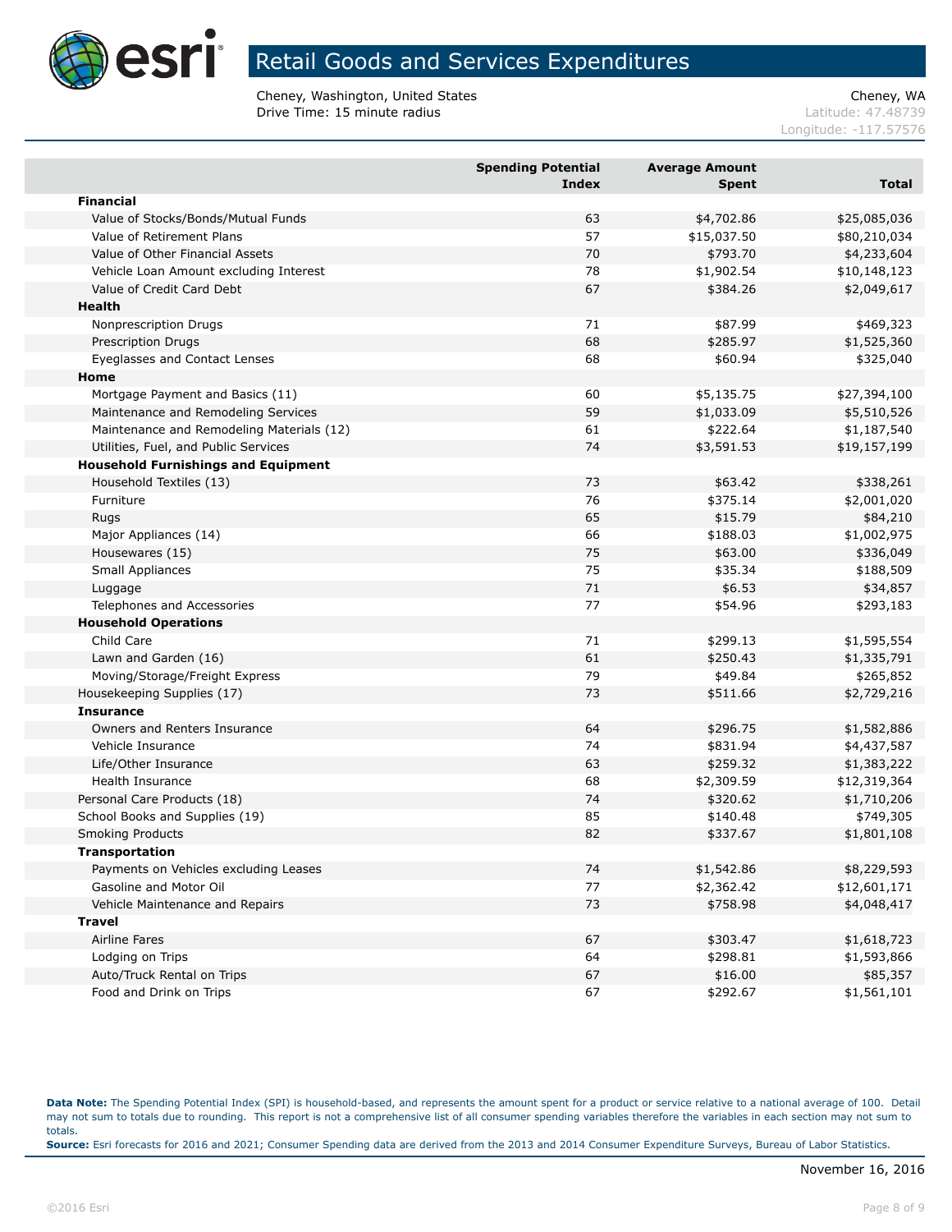# Retail Goods and Services Expenditures

Cheney, Washington, United States
Drive Time: 15 minute radius

Cheney, WA
Latitude: 47.48739
Longitude: -117.57576

| | Spending Potential Index | Average Amount Spent | Total |
|---|---|---|---|
| **Financial** | | | |
| Value of Stocks/Bonds/Mutual Funds | 63 | $4,702.86 | $25,085,036 |
| Value of Retirement Plans | 57 | $15,037.50 | $80,210,034 |
| Value of Other Financial Assets | 70 | $793.70 | $4,233,604 |
| Vehicle Loan Amount excluding Interest | 78 | $1,902.54 | $10,148,123 |
| Value of Credit Card Debt | 67 | $384.26 | $2,049,617 |
| **Health** | | | |
| Nonprescription Drugs | 71 | $87.99 | $469,323 |
| Prescription Drugs | 68 | $285.97 | $1,525,360 |
| Eyeglasses and Contact Lenses | 68 | $60.94 | $325,040 |
| **Home** | | | |
| Mortgage Payment and Basics (11) | 60 | $5,135.75 | $27,394,100 |
| Maintenance and Remodeling Services | 59 | $1,033.09 | $5,510,526 |
| Maintenance and Remodeling Materials (12) | 61 | $222.64 | $1,187,540 |
| Utilities, Fuel, and Public Services | 74 | $3,591.53 | $19,157,199 |
| **Household Furnishings and Equipment** | | | |
| Household Textiles (13) | 73 | $63.42 | $338,261 |
| Furniture | 76 | $375.14 | $2,001,020 |
| Rugs | 65 | $15.79 | $84,210 |
| Major Appliances (14) | 66 | $188.03 | $1,002,975 |
| Housewares (15) | 75 | $63.00 | $336,049 |
| Small Appliances | 75 | $35.34 | $188,509 |
| Luggage | 71 | $6.53 | $34,857 |
| Telephones and Accessories | 77 | $54.96 | $293,183 |
| **Household Operations** | | | |
| Child Care | 71 | $299.13 | $1,595,554 |
| Lawn and Garden (16) | 61 | $250.43 | $1,335,791 |
| Moving/Storage/Freight Express | 79 | $49.84 | $265,852 |
| Housekeeping Supplies (17) | 73 | $511.66 | $2,729,216 |
| **Insurance** | | | |
| Owners and Renters Insurance | 64 | $296.75 | $1,582,886 |
| Vehicle Insurance | 74 | $831.94 | $4,437,587 |
| Life/Other Insurance | 63 | $259.32 | $1,383,222 |
| Health Insurance | 68 | $2,309.59 | $12,319,364 |
| Personal Care Products (18) | 74 | $320.62 | $1,710,206 |
| School Books and Supplies (19) | 85 | $140.48 | $749,305 |
| Smoking Products | 82 | $337.67 | $1,801,108 |
| **Transportation** | | | |
| Payments on Vehicles excluding Leases | 74 | $1,542.86 | $8,229,593 |
| Gasoline and Motor Oil | 77 | $2,362.42 | $12,601,171 |
| Vehicle Maintenance and Repairs | 73 | $758.98 | $4,048,417 |
| **Travel** | | | |
| Airline Fares | 67 | $303.47 | $1,618,723 |
| Lodging on Trips | 64 | $298.81 | $1,593,866 |
| Auto/Truck Rental on Trips | 67 | $16.00 | $85,357 |
| Food and Drink on Trips | 67 | $292.67 | $1,561,101 |

**Data Note:** The Spending Potential Index (SPI) is household-based, and represents the amount spent for a product or service relative to a national average of 100. Detail may not sum to totals due to rounding. This report is not a comprehensive list of all consumer spending variables therefore the variables in each section may not sum to totals.
**Source:** Esri forecasts for 2016 and 2021; Consumer Spending data are derived from the 2013 and 2014 Consumer Expenditure Surveys, Bureau of Labor Statistics.

November 16, 2016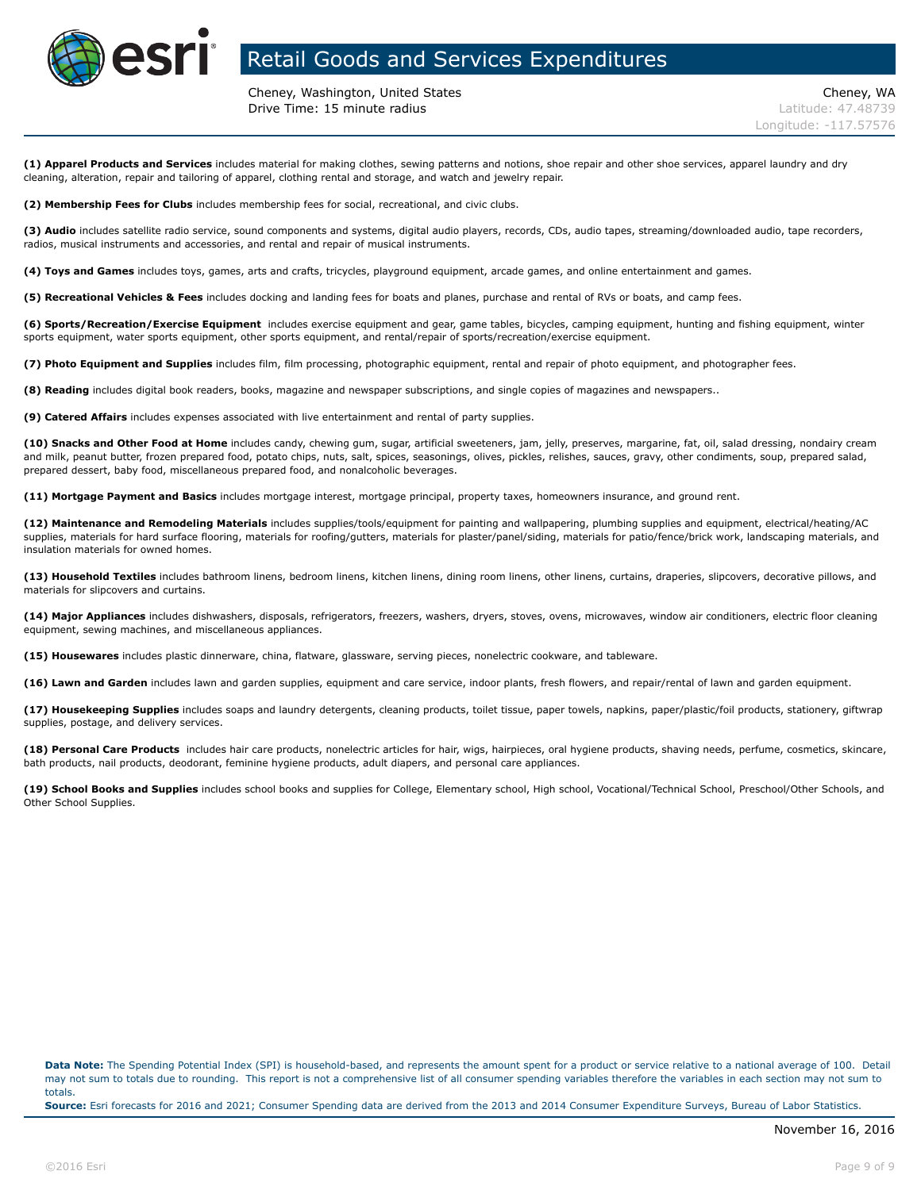# Retail Goods and Services Expenditures

Cheney, Washington, United States
Drive Time: 15 minute radius

Cheney, WA
Latitude: 47.48739
Longitude: -117.57576

**(1) Apparel Products and Services** includes material for making clothes, sewing patterns and notions, shoe repair and other shoe services, apparel laundry and dry cleaning, alteration, repair and tailoring of apparel, clothing rental and storage, and watch and jewelry repair.

**(2) Membership Fees for Clubs** includes membership fees for social, recreational, and civic clubs.

**(3) Audio** includes satellite radio service, sound components and systems, digital audio players, records, CDs, audio tapes, streaming/downloaded audio, tape recorders, radios, musical instruments and accessories, and rental and repair of musical instruments.

**(4) Toys and Games** includes toys, games, arts and crafts, tricycles, playground equipment, arcade games, and online entertainment and games.

**(5) Recreational Vehicles & Fees** includes docking and landing fees for boats and planes, purchase and rental of RVs or boats, and camp fees.

**(6) Sports/Recreation/Exercise Equipment** includes exercise equipment and gear, game tables, bicycles, camping equipment, hunting and fishing equipment, winter sports equipment, water sports equipment, other sports equipment, and rental/repair of sports/recreation/exercise equipment.

**(7) Photo Equipment and Supplies** includes film, film processing, photographic equipment, rental and repair of photo equipment, and photographer fees.

**(8) Reading** includes digital book readers, books, magazine and newspaper subscriptions, and single copies of magazines and newspapers..

**(9) Catered Affairs** includes expenses associated with live entertainment and rental of party supplies.

**(10) Snacks and Other Food at Home** includes candy, chewing gum, sugar, artificial sweeteners, jam, jelly, preserves, margarine, fat, oil, salad dressing, nondairy cream and milk, peanut butter, frozen prepared food, potato chips, nuts, salt, spices, seasonings, olives, pickles, relishes, sauces, gravy, other condiments, soup, prepared salad, prepared dessert, baby food, miscellaneous prepared food, and nonalcoholic beverages.

**(11) Mortgage Payment and Basics** includes mortgage interest, mortgage principal, property taxes, homeowners insurance, and ground rent.

**(12) Maintenance and Remodeling Materials** includes supplies/tools/equipment for painting and wallpapering, plumbing supplies and equipment, electrical/heating/AC supplies, materials for hard surface flooring, materials for roofing/gutters, materials for plaster/panel/siding, materials for patio/fence/brick work, landscaping materials, and insulation materials for owned homes.

**(13) Household Textiles** includes bathroom linens, bedroom linens, kitchen linens, dining room linens, other linens, curtains, draperies, slipcovers, decorative pillows, and materials for slipcovers and curtains.

**(14) Major Appliances** includes dishwashers, disposals, refrigerators, freezers, washers, dryers, stoves, ovens, microwaves, window air conditioners, electric floor cleaning equipment, sewing machines, and miscellaneous appliances.

**(15) Housewares** includes plastic dinnerware, china, flatware, glassware, serving pieces, nonelectric cookware, and tableware.

**(16) Lawn and Garden** includes lawn and garden supplies, equipment and care service, indoor plants, fresh flowers, and repair/rental of lawn and garden equipment.

**(17) Housekeeping Supplies** includes soaps and laundry detergents, cleaning products, toilet tissue, paper towels, napkins, paper/plastic/foil products, stationery, giftwrap supplies, postage, and delivery services.

**(18) Personal Care Products** includes hair care products, nonelectric articles for hair, wigs, hairpieces, oral hygiene products, shaving needs, perfume, cosmetics, skincare, bath products, nail products, deodorant, feminine hygiene products, adult diapers, and personal care appliances.

**(19) School Books and Supplies** includes school books and supplies for College, Elementary school, High school, Vocational/Technical School, Preschool/Other Schools, and Other School Supplies.

**Data Note:** The Spending Potential Index (SPI) is household-based, and represents the amount spent for a product or service relative to a national average of 100. Detail may not sum to totals due to rounding. This report is not a comprehensive list of all consumer spending variables therefore the variables in each section may not sum to totals.
**Source:** Esri forecasts for 2016 and 2021; Consumer Spending data are derived from the 2013 and 2014 Consumer Expenditure Surveys, Bureau of Labor Statistics.

November 16, 2016